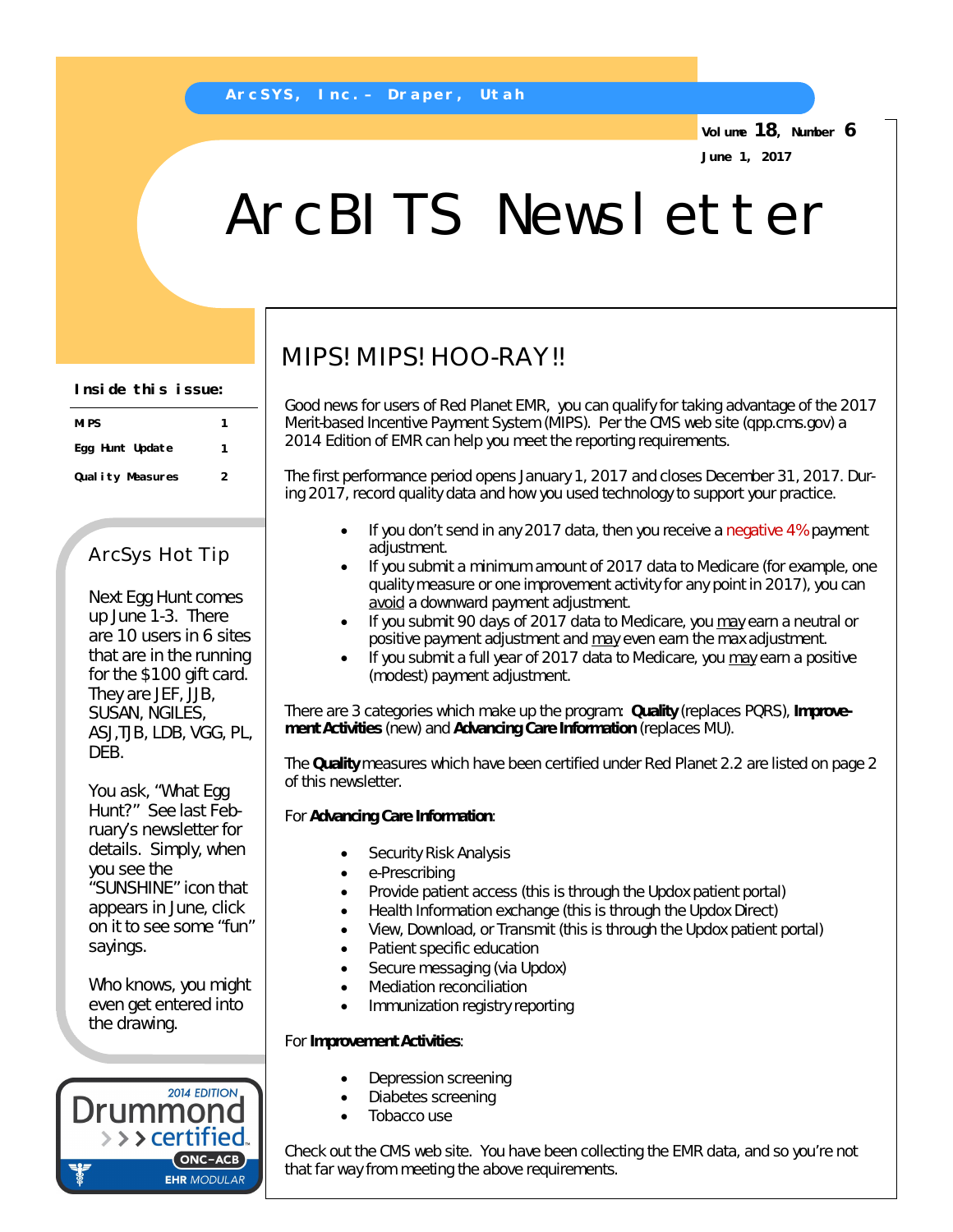ArcSYS, Inc. – Draper, Utah

Volume 18, Number 6

June 1, 2017

# ArcBITS Newsletter

**Inside this issue:**

| | |
|---|---|
| MIPS | 1 |
| Egg Hunt Update | 1 |
| Quality Measures | 2 |

### ArcSys Hot Tip

Next Egg Hunt comes up June 1-3. There are 10 users in 6 sites that are in the running for the $100 gift card. They are JEF, JJB, SUSAN, NGILES, ASJ,TJB, LDB, VGG, PL, DEB.

You ask, “What Egg Hunt?” See last February’s newsletter for details. Simply, when you see the “SUNSHINE” icon that appears in June, click on it to see some “fun” sayings.

Who knows, you might even get entered into the drawing.

2014 EDITION Drummond certified ONC-ACB EHR MODULAR

## MIPS! MIPS! HOO-RAY!!

Good news for users of Red Planet EMR, you can qualify for taking advantage of the 2017 Merit-based Incentive Payment System (MIPS). Per the CMS web site (qpp.cms.gov) a 2014 Edition of EMR can help you meet the reporting requirements.

The first performance period opens January 1, 2017 and closes December 31, 2017. During 2017, record quality data and how you used technology to support your practice.

- If you don’t send in any 2017 data, then you receive a negative 4% payment adjustment.
- If you submit a minimum amount of 2017 data to Medicare (for example, one quality measure or one improvement activity for any point in 2017), you can avoid a downward payment adjustment.
- If you submit 90 days of 2017 data to Medicare, you may earn a neutral or positive payment adjustment and may even earn the max adjustment.
- If you submit a full year of 2017 data to Medicare, you may earn a positive (modest) payment adjustment.

There are 3 categories which make up the program: **Quality** (replaces PQRS), **Improvement Activities** (new) and **Advancing Care Information** (replaces MU).

The **Quality** measures which have been certified under Red Planet 2.2 are listed on page 2 of this newsletter.

For **Advancing Care Information**:

- Security Risk Analysis
- e-Prescribing
- Provide patient access (this is through the Updox patient portal)
- Health Information exchange (this is through the Updox Direct)
- View, Download, or Transmit (this is through the Updox patient portal)
- Patient specific education
- Secure messaging (via Updox)
- Mediation reconciliation
- Immunization registry reporting

For **Improvement Activities**:

- Depression screening
- Diabetes screening
- Tobacco use

Check out the CMS web site. You have been collecting the EMR data, and so you’re not that far way from meeting the above requirements.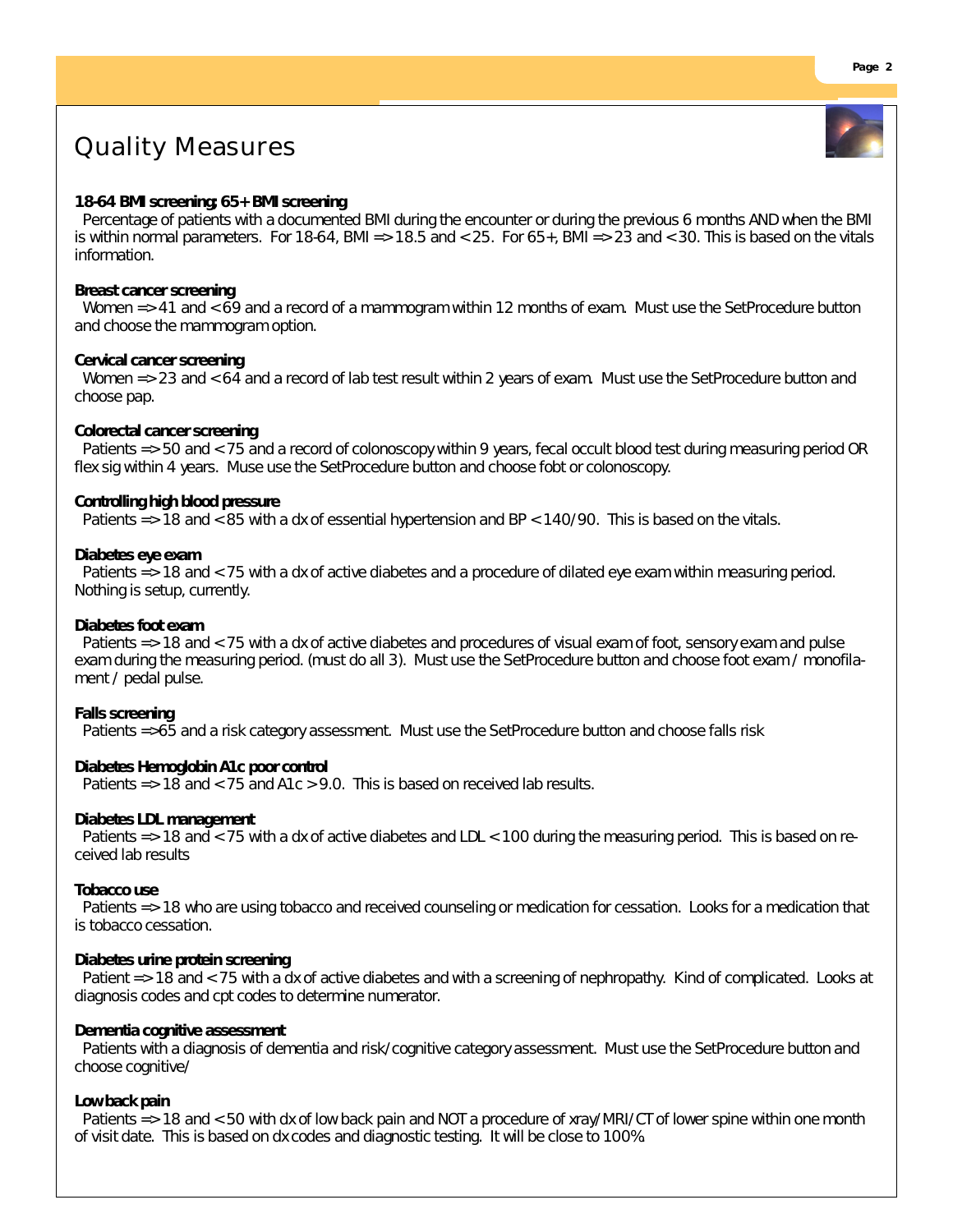# Quality Measures

**18-64 BMI screening; 65+ BMI screening**
Percentage of patients with a documented BMI during the encounter or during the previous 6 months AND when the BMI is within normal parameters. For 18-64, BMI => 18.5 and < 25. For 65+, BMI => 23 and < 30. This is based on the vitals information.

**Breast cancer screening**
Women => 41 and < 69 and a record of a mammogram within 12 months of exam. Must use the SetProcedure button and choose the mammogram option.

**Cervical cancer screening**
Women => 23 and < 64 and a record of lab test result within 2 years of exam. Must use the SetProcedure button and choose pap.

**Colorectal cancer screening**
Patients => 50 and < 75 and a record of colonoscopy within 9 years, fecal occult blood test during measuring period OR flex sig within 4 years. Muse use the SetProcedure button and choose fobt or colonoscopy.

**Controlling high blood pressure**
Patients => 18 and < 85 with a dx of essential hypertension and BP < 140/90. This is based on the vitals.

**Diabetes eye exam**
Patients => 18 and < 75 with a dx of active diabetes and a procedure of dilated eye exam within measuring period. Nothing is setup, currently.

**Diabetes foot exam**
Patients => 18 and < 75 with a dx of active diabetes and procedures of visual exam of foot, sensory exam and pulse exam during the measuring period. (must do all 3). Must use the SetProcedure button and choose foot exam / monofilament / pedal pulse.

**Falls screening**
Patients =>65 and a risk category assessment. Must use the SetProcedure button and choose falls risk

**Diabetes Hemoglobin A1c poor control**
Patients => 18 and < 75 and A1c > 9.0. This is based on received lab results.

**Diabetes LDL management**
Patients => 18 and < 75 with a dx of active diabetes and LDL < 100 during the measuring period. This is based on received lab results

**Tobacco use**
Patients => 18 who are using tobacco and received counseling or medication for cessation. Looks for a medication that is tobacco cessation.

**Diabetes urine protein screening**
Patient => 18 and < 75 with a dx of active diabetes and with a screening of nephropathy. Kind of complicated. Looks at diagnosis codes and cpt codes to determine numerator.

**Dementia cognitive assessment**
Patients with a diagnosis of dementia and risk/cognitive category assessment. Must use the SetProcedure button and choose cognitive/

**Low back pain**
Patients => 18 and < 50 with dx of low back pain and NOT a procedure of xray/MRI/CT of lower spine within one month of visit date. This is based on dx codes and diagnostic testing. It will be close to 100%.